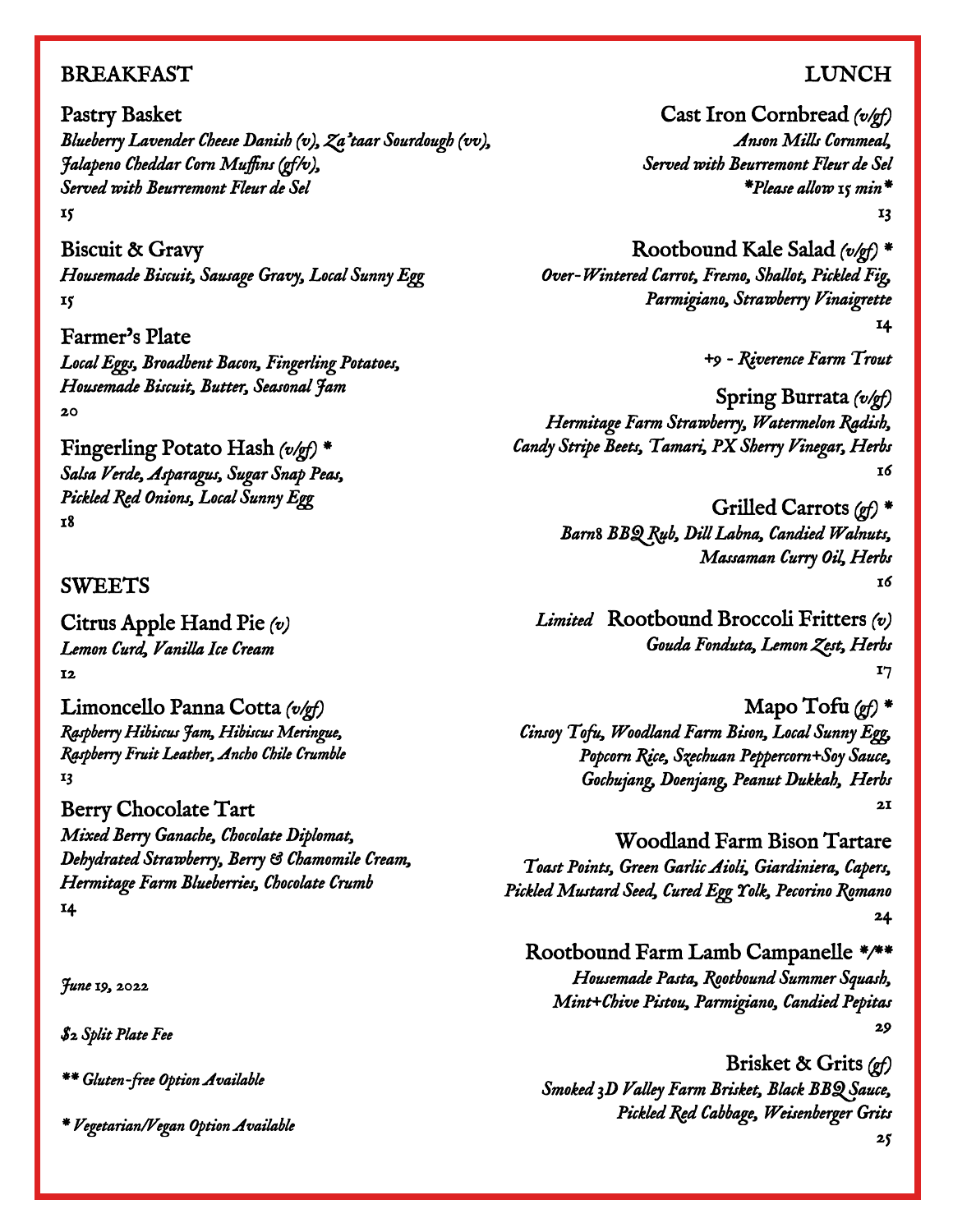## BREAKFAST

**Pastry Basket**
*Blueberry Lavender Cheese Danish (v), Za'taar Sourdough (vv), Jalapeno Cheddar Corn Muffins (gf/v), Served with Beurremont Fleur de Sel*
15

**Biscuit & Gravy**
*Housemade Biscuit, Sausage Gravy, Local Sunny Egg*
15

**Farmer's Plate**
*Local Eggs, Broadbent Bacon, Fingerling Potatoes, Housemade Biscuit, Butter, Seasonal Jam*
20

**Fingerling Potato Hash** *(v/gf)* *
*Salsa Verde, Asparagus, Sugar Snap Peas, Pickled Red Onions, Local Sunny Egg*
18

## SWEETS

**Citrus Apple Hand Pie** *(v)*
*Lemon Curd, Vanilla Ice Cream*
12

**Limoncello Panna Cotta** *(v/gf)*
*Raspberry Hibiscus Jam, Hibiscus Meringue, Raspberry Fruit Leather, Ancho Chile Crumble*
13

**Berry Chocolate Tart**
*Mixed Berry Ganache, Chocolate Diplomat, Dehydrated Strawberry, Berry & Chamomile Cream, Hermitage Farm Blueberries, Chocolate Crumb*
14

*June 19, 2022*

*$2 Split Plate Fee*

*** Gluten-free Option Available*

** Vegetarian/Vegan Option Available*

## LUNCH

**Cast Iron Cornbread** *(v/gf)*
*Anson Mills Cornmeal, Served with Beurremont Fleur de Sel*
**Please allow 15 min**
13

**Rootbound Kale Salad** *(v/gf)* *
*Over-Wintered Carrot, Fresno, Shallot, Pickled Fig, Parmigiano, Strawberry Vinaigrette*
14

*+9 - Riverence Farm Trout*

**Spring Burrata** *(v/gf)*
*Hermitage Farm Strawberry, Watermelon Radish, Candy Stripe Beets, Tamari, PX Sherry Vinegar, Herbs*
16

**Grilled Carrots** *(gf)* *
*Barn8 BBQ Rub, Dill Labna, Candied Walnuts, Massaman Curry Oil, Herbs*
16

*Limited* **Rootbound Broccoli Fritters** *(v)*
*Gouda Fonduta, Lemon Zest, Herbs*
17

**Mapo Tofu** *(gf)* *
*Cinsoy Tofu, Woodland Farm Bison, Local Sunny Egg, Popcorn Rice, Szechuan Peppercorn+Soy Sauce, Gochujang, Doenjang, Peanut Dukkah, Herbs*
21

**Woodland Farm Bison Tartare**
*Toast Points, Green Garlic Aioli, Giardiniera, Capers, Pickled Mustard Seed, Cured Egg Yolk, Pecorino Romano*
24

**Rootbound Farm Lamb Campanelle** */**
*Housemade Pasta, Rootbound Summer Squash, Mint+Chive Pistou, Parmigiano, Candied Pepitas*
29

**Brisket & Grits** *(gf)*
*Smoked 3D Valley Farm Brisket, Black BBQ Sauce, Pickled Red Cabbage, Weisenberger Grits*
25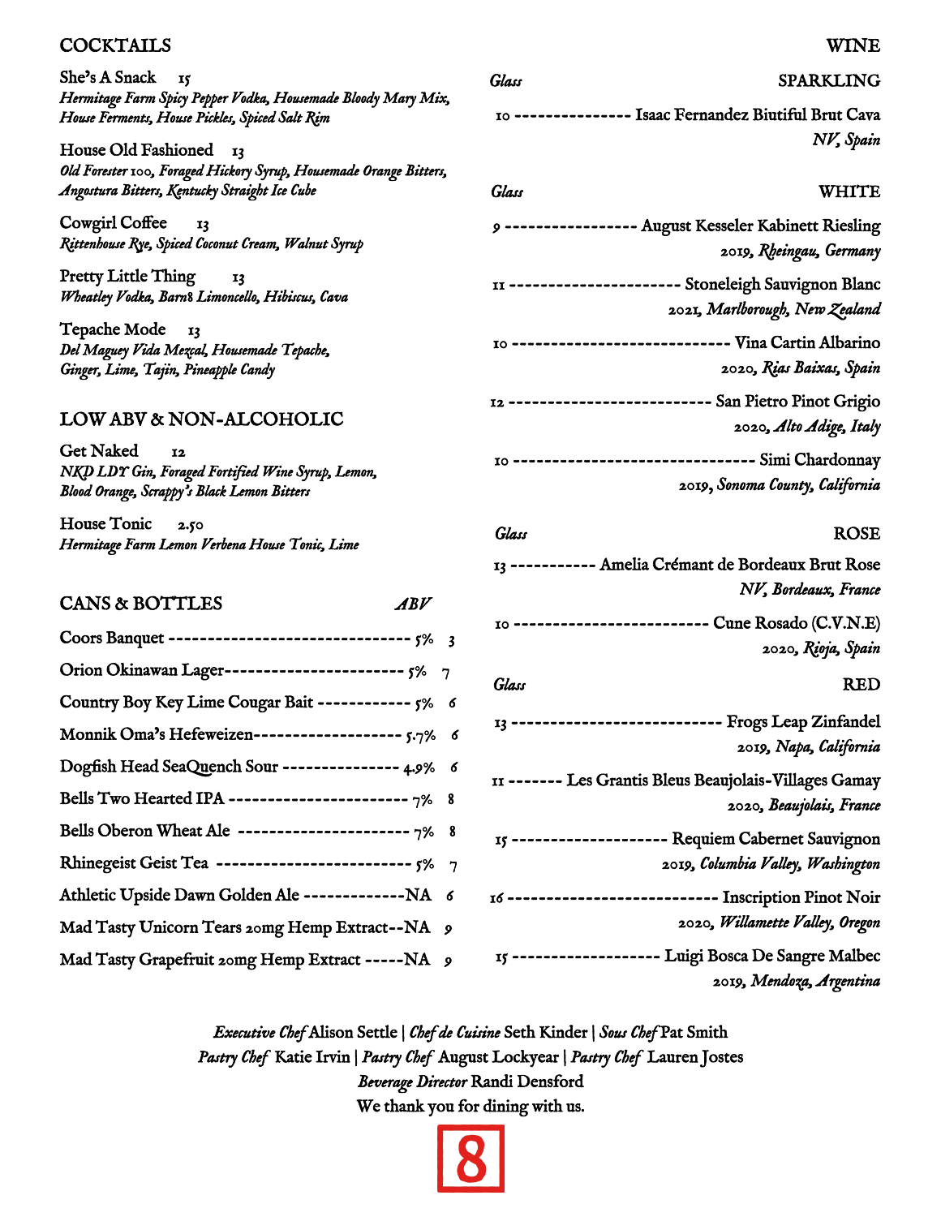## COCKTAILS

**She's A Snack** 15
*Hermitage Farm Spicy Pepper Vodka, Housemade Bloody Mary Mix, House Ferments, House Pickles, Spiced Salt Rim*

**House Old Fashioned** 13
*Old Forester 100, Foraged Hickory Syrup, Housemade Orange Bitters, Angostura Bitters, Kentucky Straight Ice Cube*

**Cowgirl Coffee** 13
*Rittenhouse Rye, Spiced Coconut Cream, Walnut Syrup*

**Pretty Little Thing** 13
*Wheatley Vodka, Barn8 Limoncello, Hibiscus, Cava*

**Tepache Mode** 13
*Del Maguey Vida Mezcal, Housemade Tepache, Ginger, Lime, Tajin, Pineapple Candy*

## LOW ABV & NON-ALCOHOLIC

**Get Naked** 12
*NKD LDY Gin, Foraged Fortified Wine Syrup, Lemon, Blood Orange, Scrappy's Black Lemon Bitters*

**House Tonic** 2.50
*Hermitage Farm Lemon Verbena House Tonic, Lime*

## CANS & BOTTLES

| | ABV | |
|---|---|---|
| Coors Banquet | 5% | 3 |
| Orion Okinawan Lager | 5% | 7 |
| Country Boy Key Lime Cougar Bait | 5% | 6 |
| Monnik Oma's Hefeweizen | 5.7% | 6 |
| Dogfish Head SeaQuench Sour | 4.9% | 6 |
| Bells Two Hearted IPA | 7% | 8 |
| Bells Oberon Wheat Ale | 7% | 8 |
| Rhinegeist Geist Tea | 5% | 7 |
| Athletic Upside Dawn Golden Ale | NA | 6 |
| Mad Tasty Unicorn Tears 20mg Hemp Extract | NA | 9 |
| Mad Tasty Grapefruit 20mg Hemp Extract | NA | 9 |

## WINE

### SPARKLING

| Glass | |
|---|---|
| 10 | Isaac Fernandez Biutiful Brut Cava *NV, Spain* |

### WHITE

| Glass | |
|---|---|
| 9 | August Kesseler Kabinett Riesling *2019, Rheingau, Germany* |
| 11 | Stoneleigh Sauvignon Blanc *2021, Marlborough, New Zealand* |
| 10 | Vina Cartin Albarino *2020, Rias Baixas, Spain* |
| 12 | San Pietro Pinot Grigio *2020, Alto Adige, Italy* |
| 10 | Simi Chardonnay *2019, Sonoma County, California* |

### ROSE

| Glass | |
|---|---|
| 13 | Amelia Crémant de Bordeaux Brut Rose *NV, Bordeaux, France* |
| 10 | Cune Rosado (C.V.N.E) *2020, Rioja, Spain* |

### RED

| Glass | |
|---|---|
| 13 | Frogs Leap Zinfandel *2019, Napa, California* |
| 11 | Les Grantis Bleus Beaujolais-Villages Gamay *2020, Beaujolais, France* |
| 15 | Requiem Cabernet Sauvignon *2019, Columbia Valley, Washington* |
| 16 | Inscription Pinot Noir *2020, Willamette Valley, Oregon* |
| 15 | Luigi Bosca De Sangre Malbec *2019, Mendoza, Argentina* |

*Executive Chef* Alison Settle | *Chef de Cuisine* Seth Kinder | *Sous Chef* Pat Smith
*Pastry Chef* Katie Irvin | *Pastry Chef* August Lockyear | *Pastry Chef* Lauren Jostes
*Beverage Director* Randi Densford
We thank you for dining with us.

8